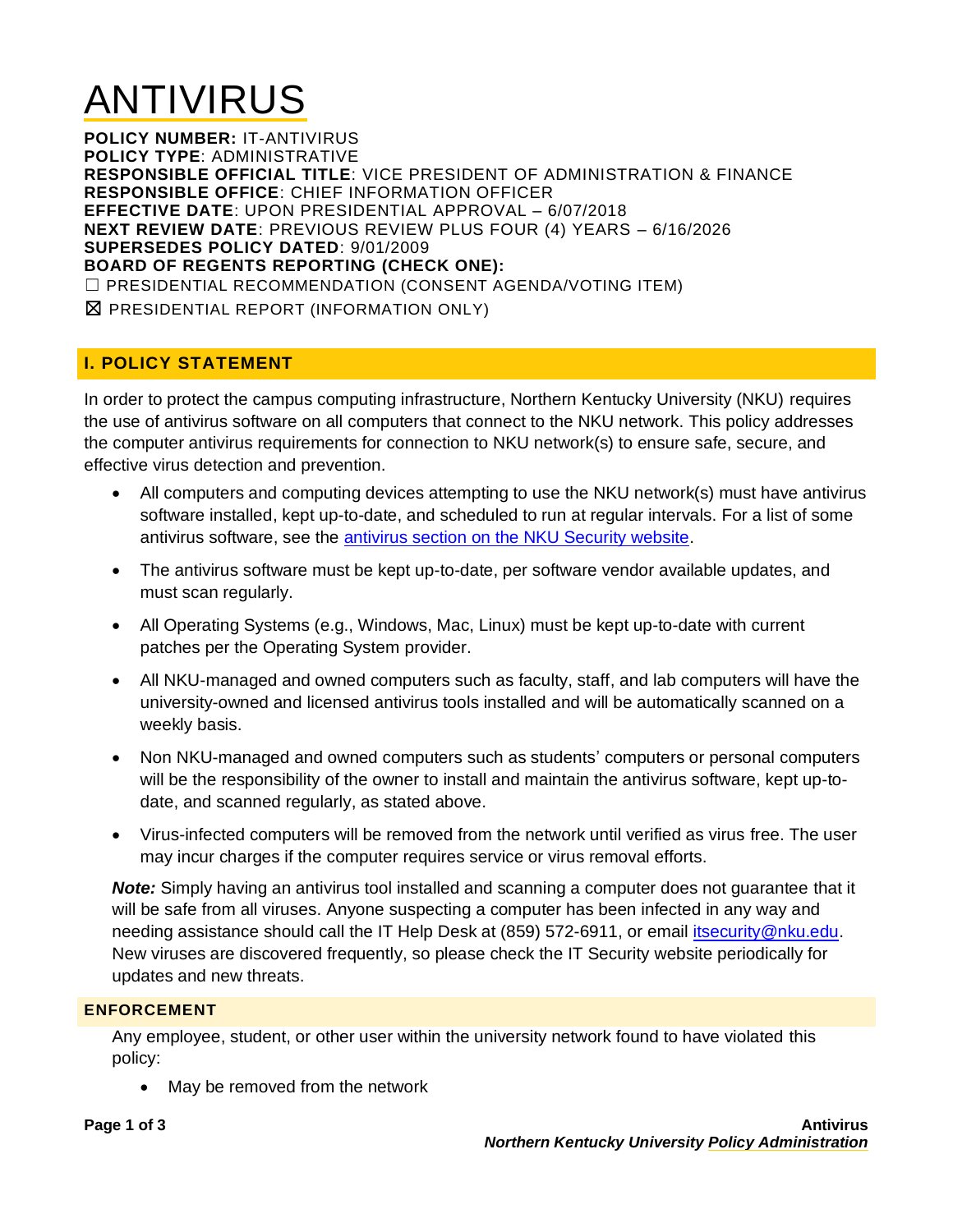# ANTIVIRUS

**POLICY NUMBER:** IT-ANTIVIRUS
**POLICY TYPE**: ADMINISTRATIVE
**RESPONSIBLE OFFICIAL TITLE**: VICE PRESIDENT OF ADMINISTRATION & FINANCE
**RESPONSIBLE OFFICE**: CHIEF INFORMATION OFFICER
**EFFECTIVE DATE**: UPON PRESIDENTIAL APPROVAL – 6/07/2018
**NEXT REVIEW DATE**: PREVIOUS REVIEW PLUS FOUR (4) YEARS – 6/16/2026
**SUPERSEDES POLICY DATED**: 9/01/2009
**BOARD OF REGENTS REPORTING (CHECK ONE):**

☐ PRESIDENTIAL RECOMMENDATION (CONSENT AGENDA/VOTING ITEM)

☒ PRESIDENTIAL REPORT (INFORMATION ONLY)

## I. POLICY STATEMENT

In order to protect the campus computing infrastructure, Northern Kentucky University (NKU) requires the use of antivirus software on all computers that connect to the NKU network. This policy addresses the computer antivirus requirements for connection to NKU network(s) to ensure safe, secure, and effective virus detection and prevention.

- All computers and computing devices attempting to use the NKU network(s) must have antivirus software installed, kept up-to-date, and scheduled to run at regular intervals. For a list of some antivirus software, see the antivirus section on the NKU Security website.
- The antivirus software must be kept up-to-date, per software vendor available updates, and must scan regularly.
- All Operating Systems (e.g., Windows, Mac, Linux) must be kept up-to-date with current patches per the Operating System provider.
- All NKU-managed and owned computers such as faculty, staff, and lab computers will have the university-owned and licensed antivirus tools installed and will be automatically scanned on a weekly basis.
- Non NKU-managed and owned computers such as students' computers or personal computers will be the responsibility of the owner to install and maintain the antivirus software, kept up-to-date, and scanned regularly, as stated above.
- Virus-infected computers will be removed from the network until verified as virus free. The user may incur charges if the computer requires service or virus removal efforts.

***Note:*** Simply having an antivirus tool installed and scanning a computer does not guarantee that it will be safe from all viruses. Anyone suspecting a computer has been infected in any way and needing assistance should call the IT Help Desk at (859) 572-6911, or email itsecurity@nku.edu. New viruses are discovered frequently, so please check the IT Security website periodically for updates and new threats.

### ENFORCEMENT

Any employee, student, or other user within the university network found to have violated this policy:

- May be removed from the network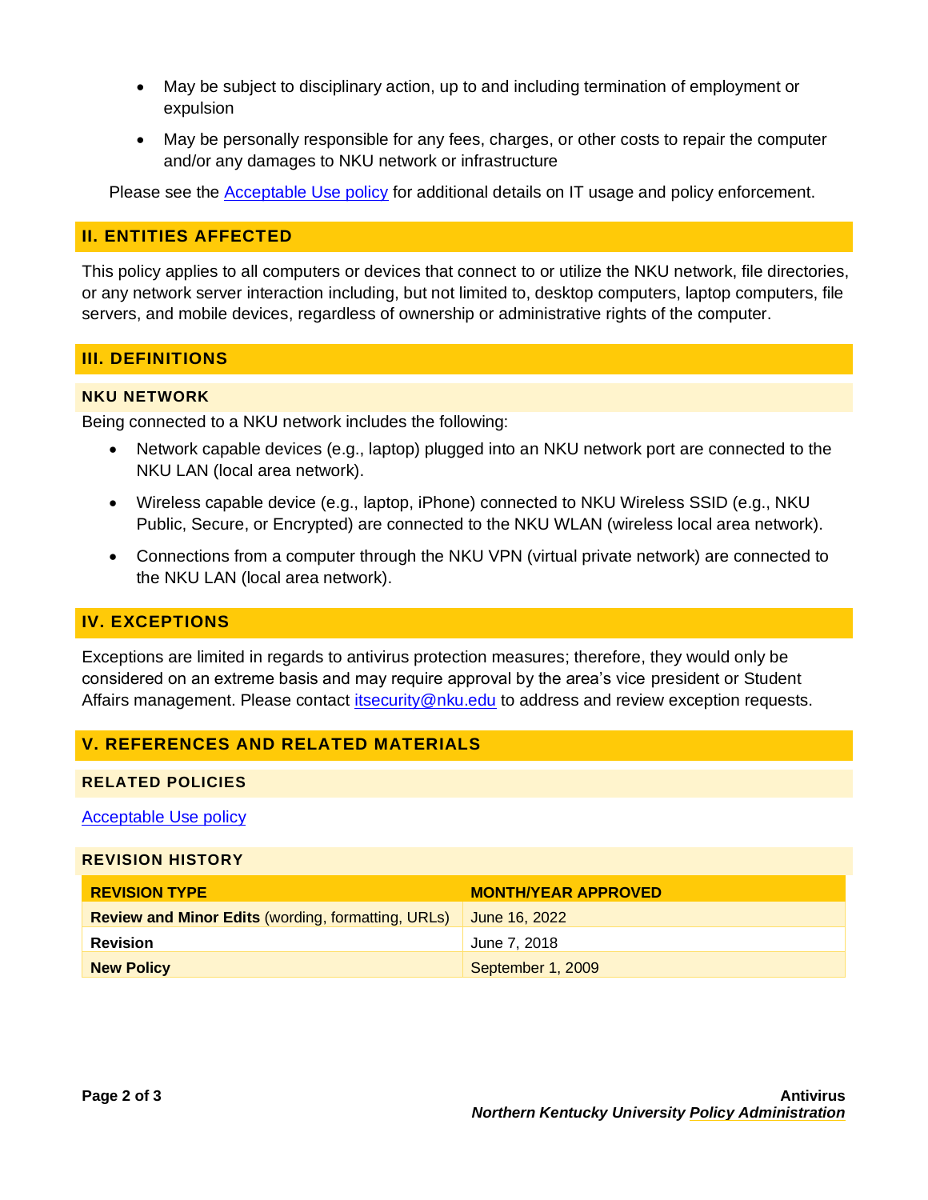- May be subject to disciplinary action, up to and including termination of employment or expulsion
- May be personally responsible for any fees, charges, or other costs to repair the computer and/or any damages to NKU network or infrastructure

Please see the Acceptable Use policy for additional details on IT usage and policy enforcement.

## II. ENTITIES AFFECTED

This policy applies to all computers or devices that connect to or utilize the NKU network, file directories, or any network server interaction including, but not limited to, desktop computers, laptop computers, file servers, and mobile devices, regardless of ownership or administrative rights of the computer.

## III. DEFINITIONS

### NKU NETWORK

Being connected to a NKU network includes the following:

- Network capable devices (e.g., laptop) plugged into an NKU network port are connected to the NKU LAN (local area network).
- Wireless capable device (e.g., laptop, iPhone) connected to NKU Wireless SSID (e.g., NKU Public, Secure, or Encrypted) are connected to the NKU WLAN (wireless local area network).
- Connections from a computer through the NKU VPN (virtual private network) are connected to the NKU LAN (local area network).

## IV. EXCEPTIONS

Exceptions are limited in regards to antivirus protection measures; therefore, they would only be considered on an extreme basis and may require approval by the area's vice president or Student Affairs management. Please contact itsecurity@nku.edu to address and review exception requests.

## V. REFERENCES AND RELATED MATERIALS

### RELATED POLICIES

Acceptable Use policy

### REVISION HISTORY

| REVISION TYPE | MONTH/YEAR APPROVED |
| --- | --- |
| **Review and Minor Edits** (wording, formatting, URLs) | June 16, 2022 |
| **Revision** | June 7, 2018 |
| **New Policy** | September 1, 2009 |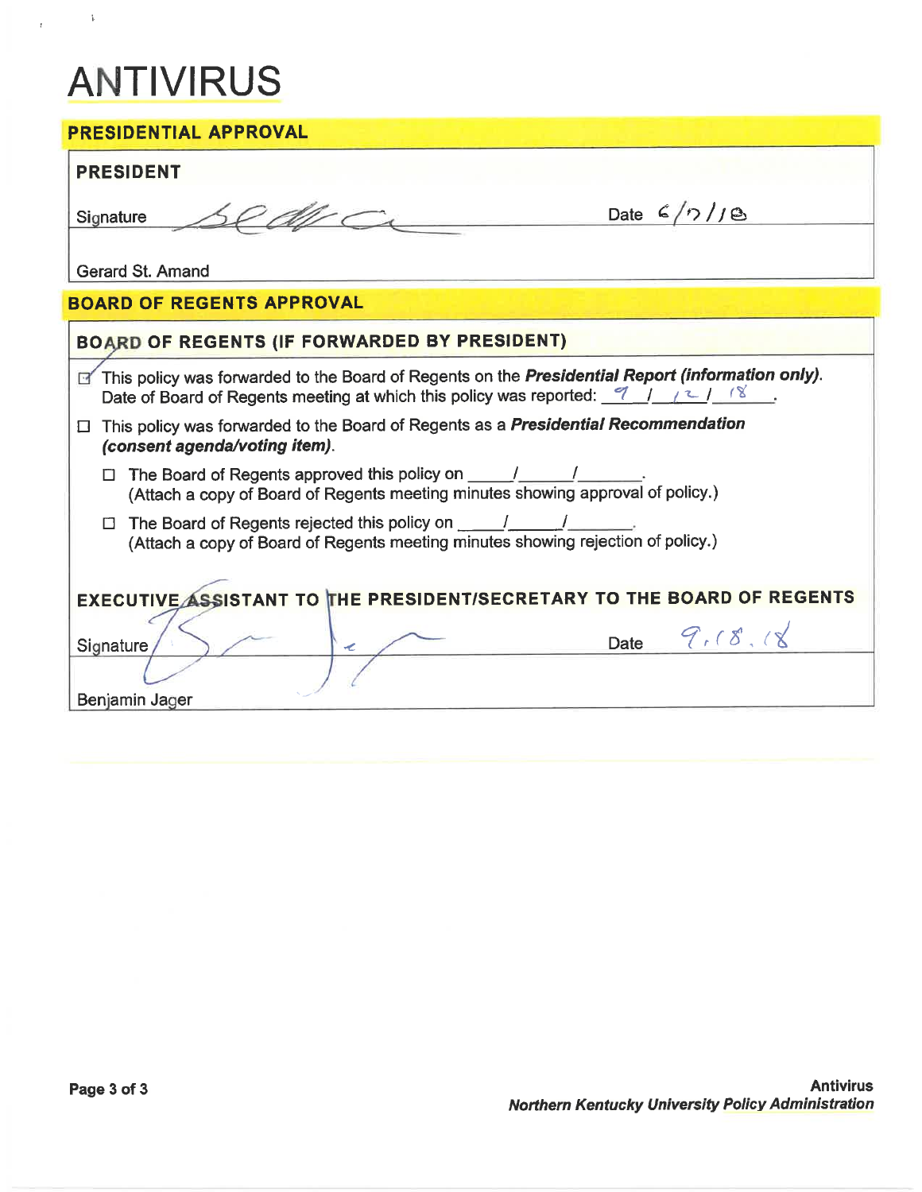# ANTIVIRUS

## PRESIDENTIAL APPROVAL

### PRESIDENT

Signature ______________________ Date 6/7/18

Gerard St. Amand

## BOARD OF REGENTS APPROVAL

### BOARD OF REGENTS (IF FORWARDED BY PRESIDENT)

☑ This policy was forwarded to the Board of Regents on the ***Presidential Report (information only)***. Date of Board of Regents meeting at which this policy was reported: 9 / 12 / 18 .

☐ This policy was forwarded to the Board of Regents as a ***Presidential Recommendation (consent agenda/voting item)***.

- ☐ The Board of Regents approved this policy on _____/_____/_______. (Attach a copy of Board of Regents meeting minutes showing approval of policy.)
- ☐ The Board of Regents rejected this policy on _____/_____/_______. (Attach a copy of Board of Regents meeting minutes showing rejection of policy.)

### EXECUTIVE ASSISTANT TO THE PRESIDENT/SECRETARY TO THE BOARD OF REGENTS

Signature ______________________ Date 9.18.18

Benjamin Jager